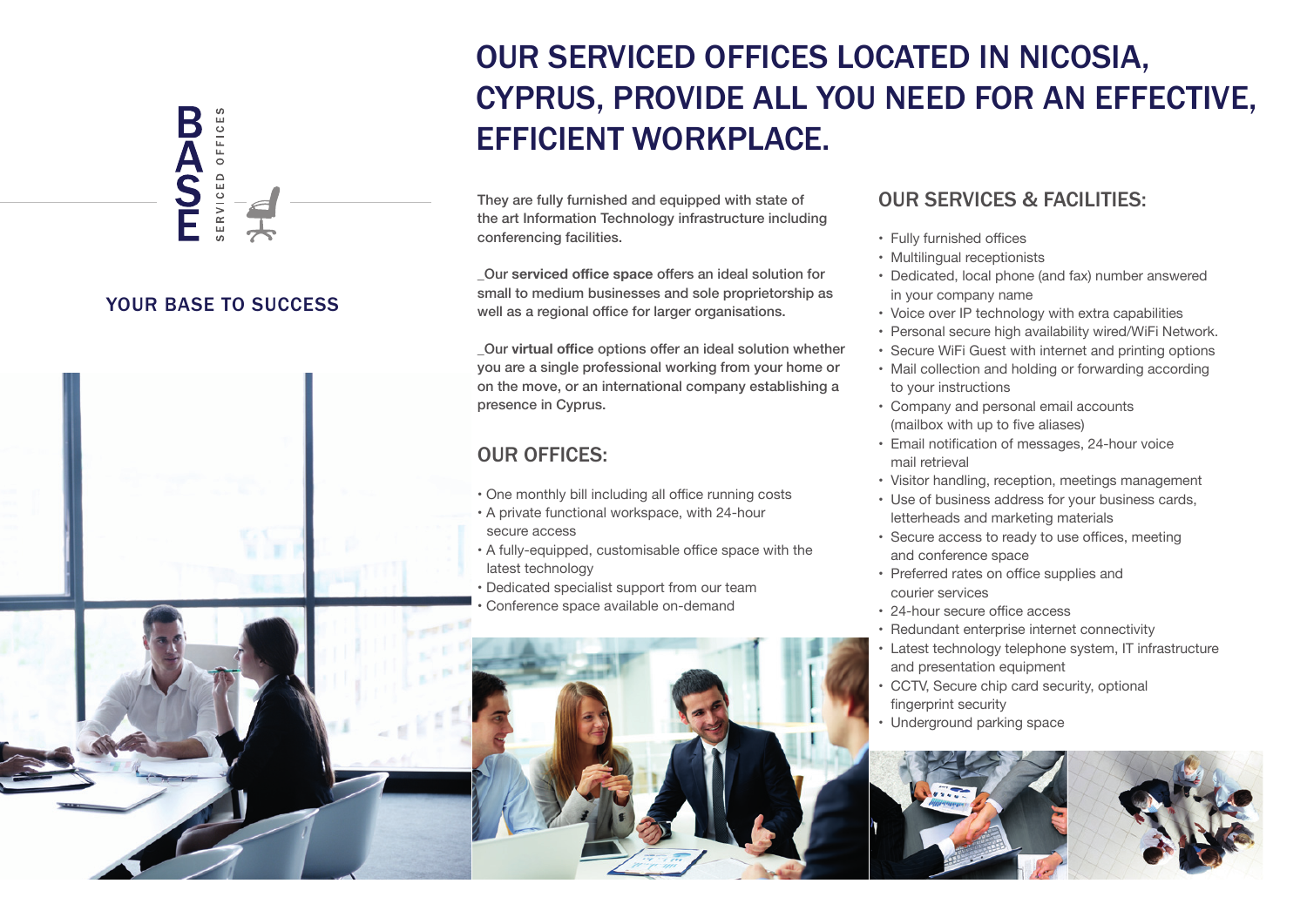BASE

SERVICED OFFICES

YOUR BASE TO SUCCESS

# OUR SERVICED OFFICES LOCATED IN NICOSIA, CYPRUS, PROVIDE ALL YOU NEED FOR AN EFFECTIVE, EFFICIENT WORKPLACE.

They are fully furnished and equipped with state of the art Information Technology infrastructure including conferencing facilities.

_Our **serviced office space** offers an ideal solution for small to medium businesses and sole proprietorship as well as a regional office for larger organisations.

_Our **virtual office** options offer an ideal solution whether you are a single professional working from your home or on the move, or an international company establishing a presence in Cyprus.

## OUR OFFICES:

- One monthly bill including all office running costs
- A private functional workspace, with 24-hour secure access
- A fully-equipped, customisable office space with the latest technology
- Dedicated specialist support from our team
- Conference space available on-demand

## OUR SERVICES & FACILITIES:

- Fully furnished offices
- Multilingual receptionists
- Dedicated, local phone (and fax) number answered in your company name
- Voice over IP technology with extra capabilities
- Personal secure high availability wired/WiFi Network.
- Secure WiFi Guest with internet and printing options
- Mail collection and holding or forwarding according to your instructions
- Company and personal email accounts (mailbox with up to five aliases)
- Email notification of messages, 24-hour voice mail retrieval
- Visitor handling, reception, meetings management
- Use of business address for your business cards, letterheads and marketing materials
- Secure access to ready to use offices, meeting and conference space
- Preferred rates on office supplies and courier services
- 24-hour secure office access
- Redundant enterprise internet connectivity
- Latest technology telephone system, IT infrastructure and presentation equipment
- CCTV, Secure chip card security, optional fingerprint security
- Underground parking space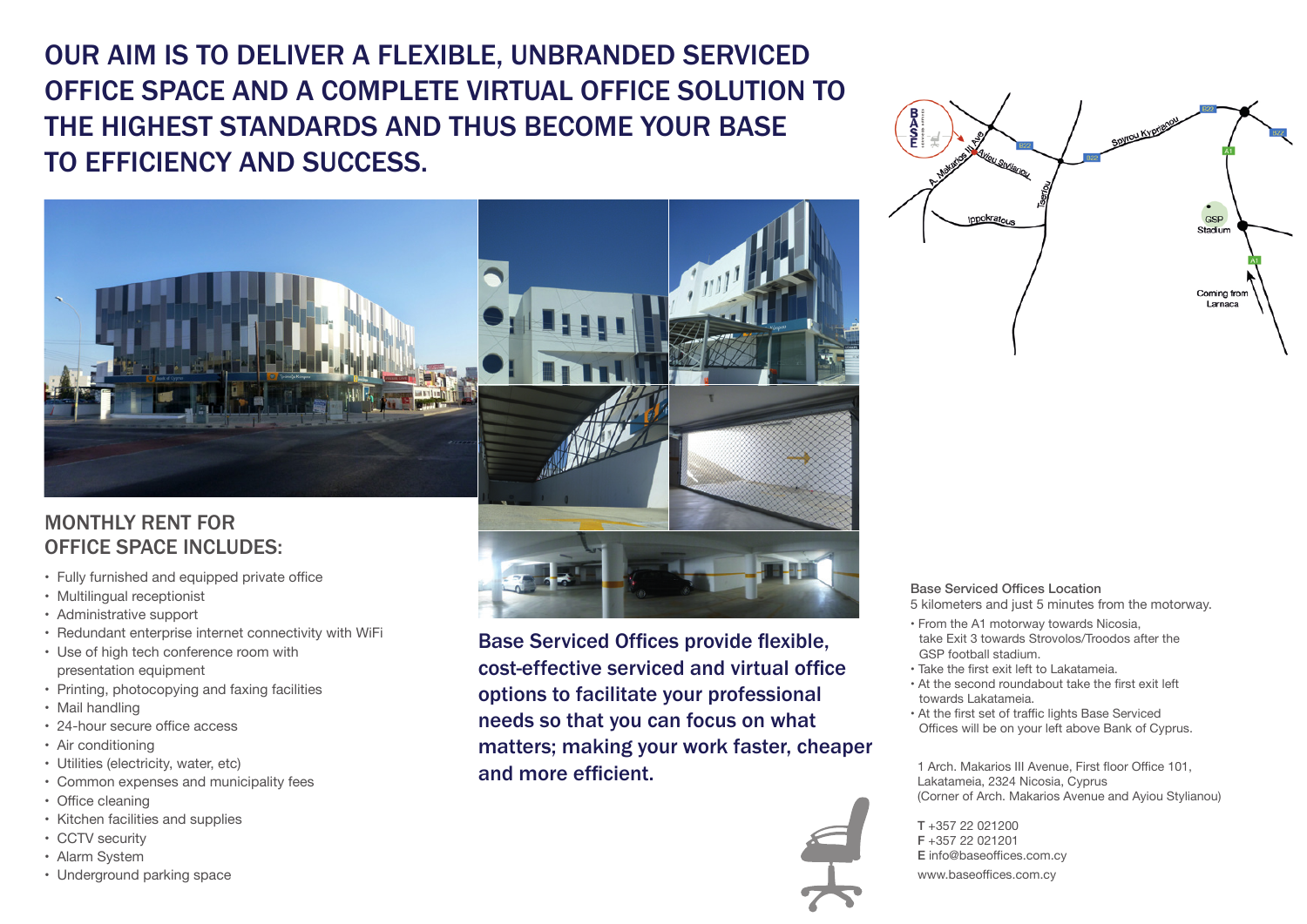# OUR AIM IS TO DELIVER A FLEXIBLE, UNBRANDED SERVICED OFFICE SPACE AND A COMPLETE VIRTUAL OFFICE SOLUTION TO THE HIGHEST STANDARDS AND THUS BECOME YOUR BASE TO EFFICIENCY AND SUCCESS.

## MONTHLY RENT FOR OFFICE SPACE INCLUDES:

- Fully furnished and equipped private office
- Multilingual receptionist
- Administrative support
- Redundant enterprise internet connectivity with WiFi
- Use of high tech conference room with presentation equipment
- Printing, photocopying and faxing facilities
- Mail handling
- 24-hour secure office access
- Air conditioning
- Utilities (electricity, water, etc)
- Common expenses and municipality fees
- Office cleaning
- Kitchen facilities and supplies
- CCTV security
- Alarm System
- Underground parking space

**Base Serviced Offices provide flexible, cost-effective serviced and virtual office options to facilitate your professional needs so that you can focus on what matters; making your work faster, cheaper and more efficient.**

Base Serviced Offices Location

5 kilometers and just 5 minutes from the motorway.

- From the A1 motorway towards Nicosia, take Exit 3 towards Strovolos/Troodos after the GSP football stadium.
- Take the first exit left to Lakatameia.
- At the second roundabout take the first exit left towards Lakatameia.
- At the first set of traffic lights Base Serviced Offices will be on your left above Bank of Cyprus.

1 Arch. Makarios III Avenue, First floor Office 101,
Lakatameia, 2324 Nicosia, Cyprus
(Corner of Arch. Makarios Avenue and Ayiou Stylianou)

**T** +357 22 021200
**F** +357 22 021201
**E** info@baseoffices.com.cy
www.baseoffices.com.cy